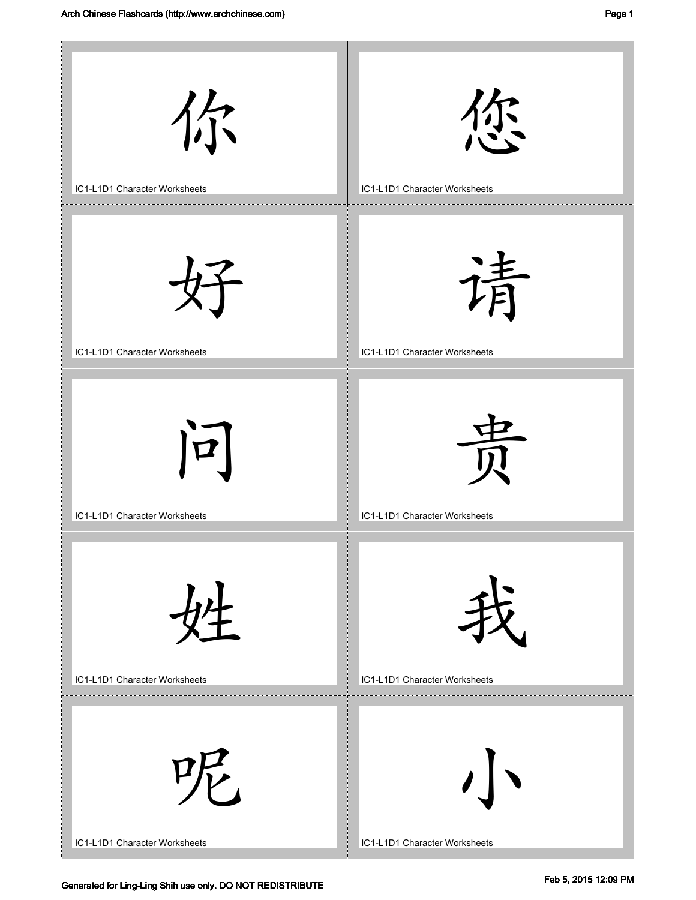你

IC1-L1D1 Character Worksheets

您

IC1-L1D1 Character Worksheets

好

IC1-L1D1 Character Worksheets

请

IC1-L1D1 Character Worksheets

问

IC1-L1D1 Character Worksheets

贵

IC1-L1D1 Character Worksheets

姓

IC1-L1D1 Character Worksheets

我

IC1-L1D1 Character Worksheets

呢

IC1-L1D1 Character Worksheets

小

IC1-L1D1 Character Worksheets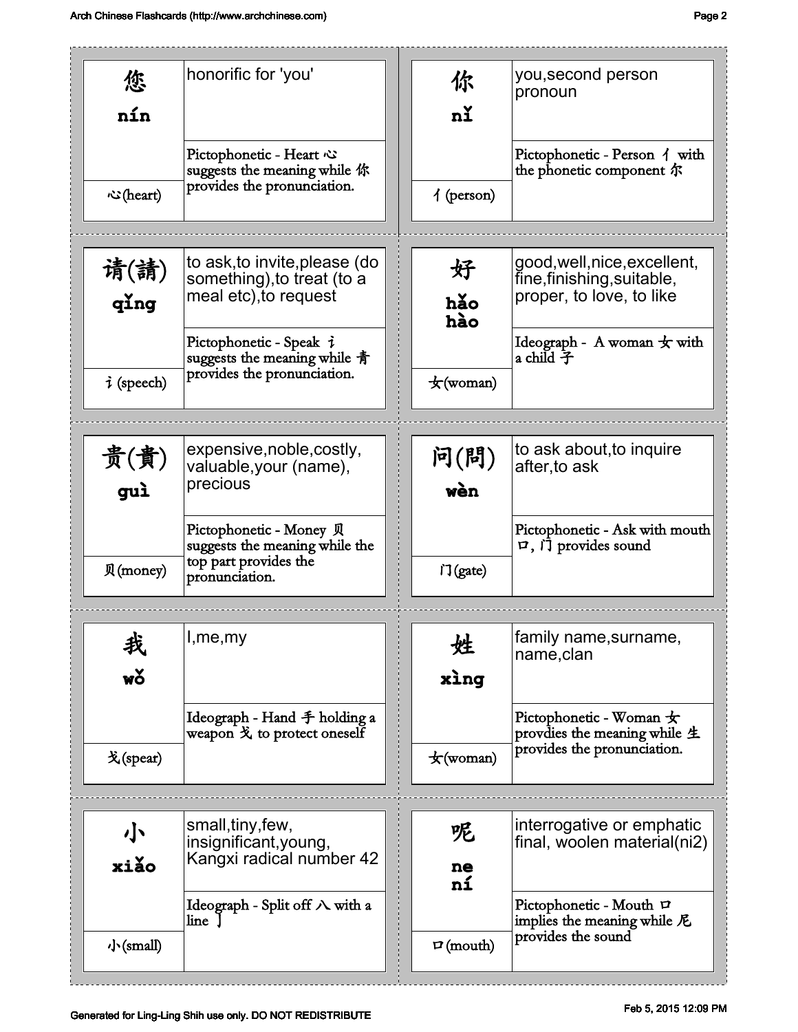| | | |
|---|---|---|
| 您<br>nín<br>心(heart) | honorific for 'you' | Pictophonetic - Heart 心 suggests the meaning while 你 provides the pronunciation. |
| 你<br>nǐ<br>亻(person) | you,second person pronoun | Pictophonetic - Person 亻 with the phonetic component 尔 |
| 请(請)<br>qǐng<br>讠(speech) | to ask,to invite,please (do something),to treat (to a meal etc),to request | Pictophonetic - Speak 讠 suggests the meaning while 青 provides the pronunciation. |
| 好<br>hǎo<br>hào<br>女(woman) | good,well,nice,excellent, fine,finishing,suitable, proper, to love, to like | Ideograph - A woman 女 with a child 子 |
| 贵(貴)<br>guì<br>贝(money) | expensive,noble,costly, valuable,your (name), precious | Pictophonetic - Money 贝 suggests the meaning while the top part provides the pronunciation. |
| 问(問)<br>wèn<br>门(gate) | to ask about,to inquire after,to ask | Pictophonetic - Ask with mouth 口, 门 provides sound |
| 我<br>wǒ<br>戈(spear) | I,me,my | Ideograph - Hand 手 holding a weapon 戈 to protect oneself |
| 姓<br>xìng<br>女(woman) | family name,surname, name,clan | Pictophonetic - Woman 女 provdies the meaning while 生 provides the pronunciation. |
| 小<br>xiǎo<br>小(small) | small,tiny,few, insignificant,young, Kangxi radical number 42 | Ideograph - Split off 八 with a line 亅 |
| 呢<br>ne<br>ní<br>口(mouth) | interrogative or emphatic final, woolen material(ni2) | Pictophonetic - Mouth 口 implies the meaning while 尼 provides the sound |

Generated for Ling-Ling Shih use only. DO NOT REDISTRIBUTE

Feb 5, 2015 12:09 PM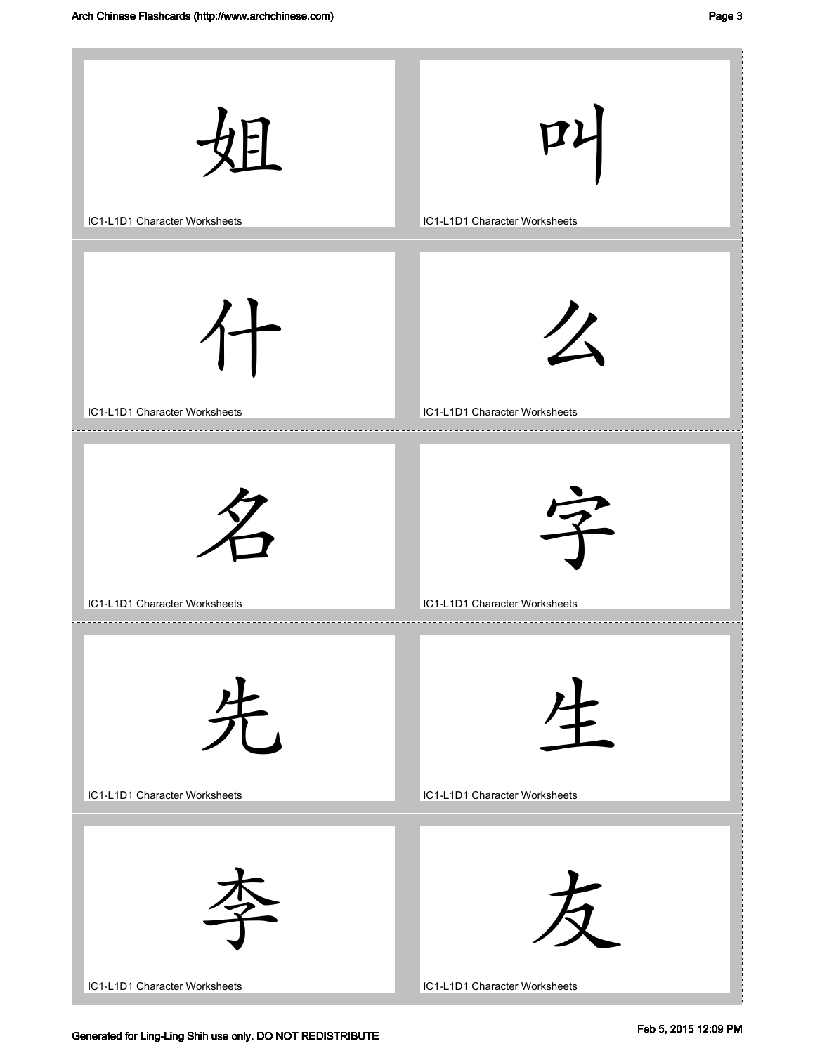姐

IC1-L1D1 Character Worksheets

叫

IC1-L1D1 Character Worksheets

什

IC1-L1D1 Character Worksheets

么

IC1-L1D1 Character Worksheets

名

IC1-L1D1 Character Worksheets

字

IC1-L1D1 Character Worksheets

先

IC1-L1D1 Character Worksheets

生

IC1-L1D1 Character Worksheets

李

IC1-L1D1 Character Worksheets

友

IC1-L1D1 Character Worksheets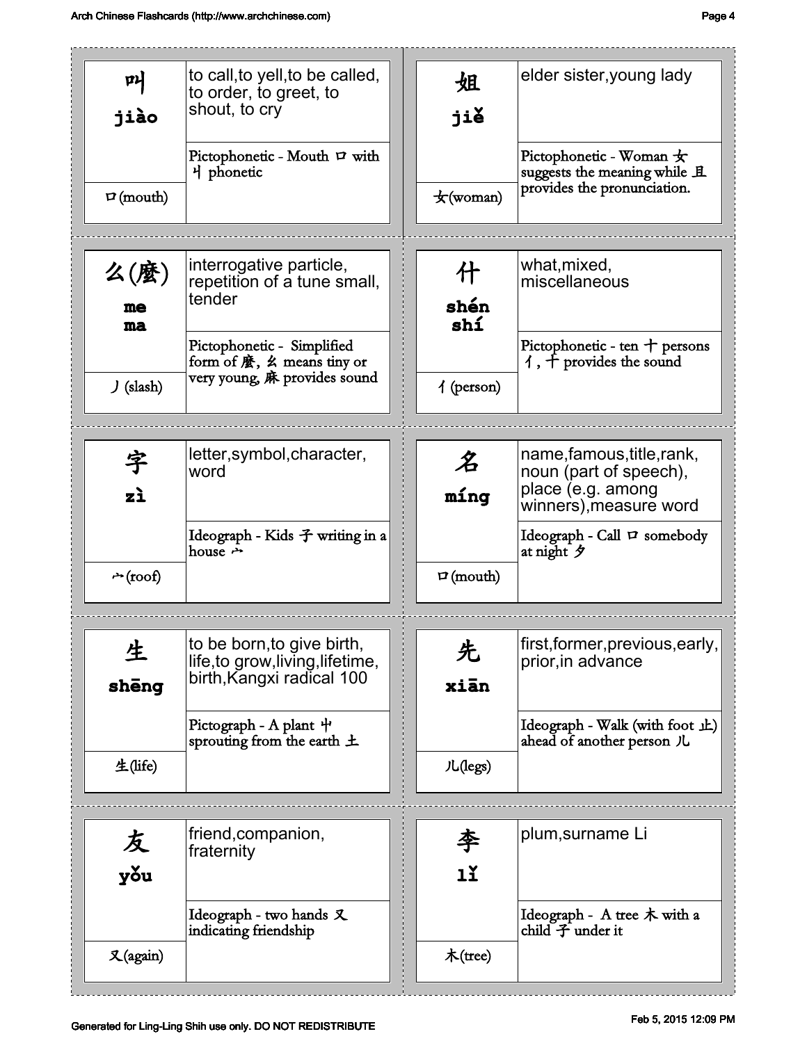| | | | |
|---|---|---|---|
| 叫<br>jiào | to call,to yell,to be called, to order, to greet, to shout, to cry<br><br>Pictophonetic - Mouth 口 with 丩 phonetic | 口(mouth) | |
| 姐<br>jiě | elder sister,young lady<br><br>Pictophonetic - Woman 女 suggests the meaning while 且 provides the pronunciation. | 女(woman) | |
| 么(麼)<br>me<br>ma | interrogative particle, repetition of a tune small, tender<br><br>Pictophonetic - Simplified form of 麼, 幺 means tiny or very young, 麻 provides sound | 丿(slash) | |
| 什<br>shén<br>shí | what,mixed, miscellaneous<br><br>Pictophonetic - ten 十 persons 亻, 十 provides the sound | 亻(person) | |
| 字<br>zì | letter,symbol,character, word<br><br>Ideograph - Kids 子 writing in a house 宀 | 宀(roof) | |
| 名<br>míng | name,famous,title,rank, noun (part of speech), place (e.g. among winners),measure word<br><br>Ideograph - Call 口 somebody at night 夕 | 口(mouth) | |
| 生<br>shēng | to be born,to give birth, life,to grow,living,lifetime, birth,Kangxi radical 100<br><br>Pictograph - A plant 屮 sprouting from the earth 土 | 生(life) | |
| 先<br>xiān | first,former,previous,early, prior,in advance<br><br>Ideograph - Walk (with foot 止) ahead of another person 儿 | 儿(legs) | |
| 友<br>yǒu | friend,companion, fraternity<br><br>Ideograph - two hands 又 indicating friendship | 又(again) | |
| 李<br>lǐ | plum,surname Li<br><br>Ideograph - A tree 木 with a child 子 under it | 木(tree) | |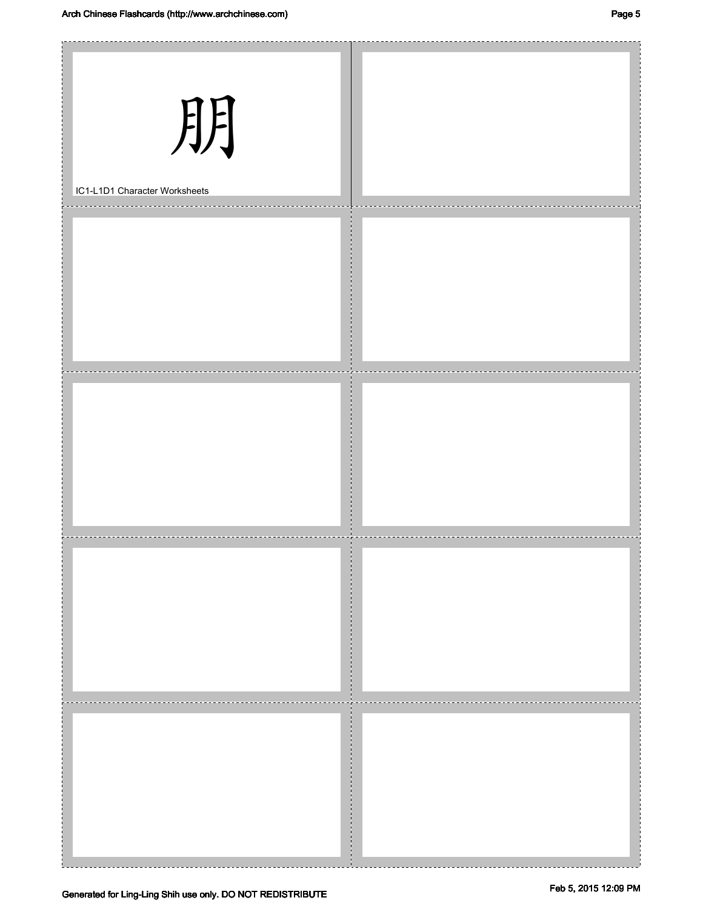朋

IC1-L1D1 Character Worksheets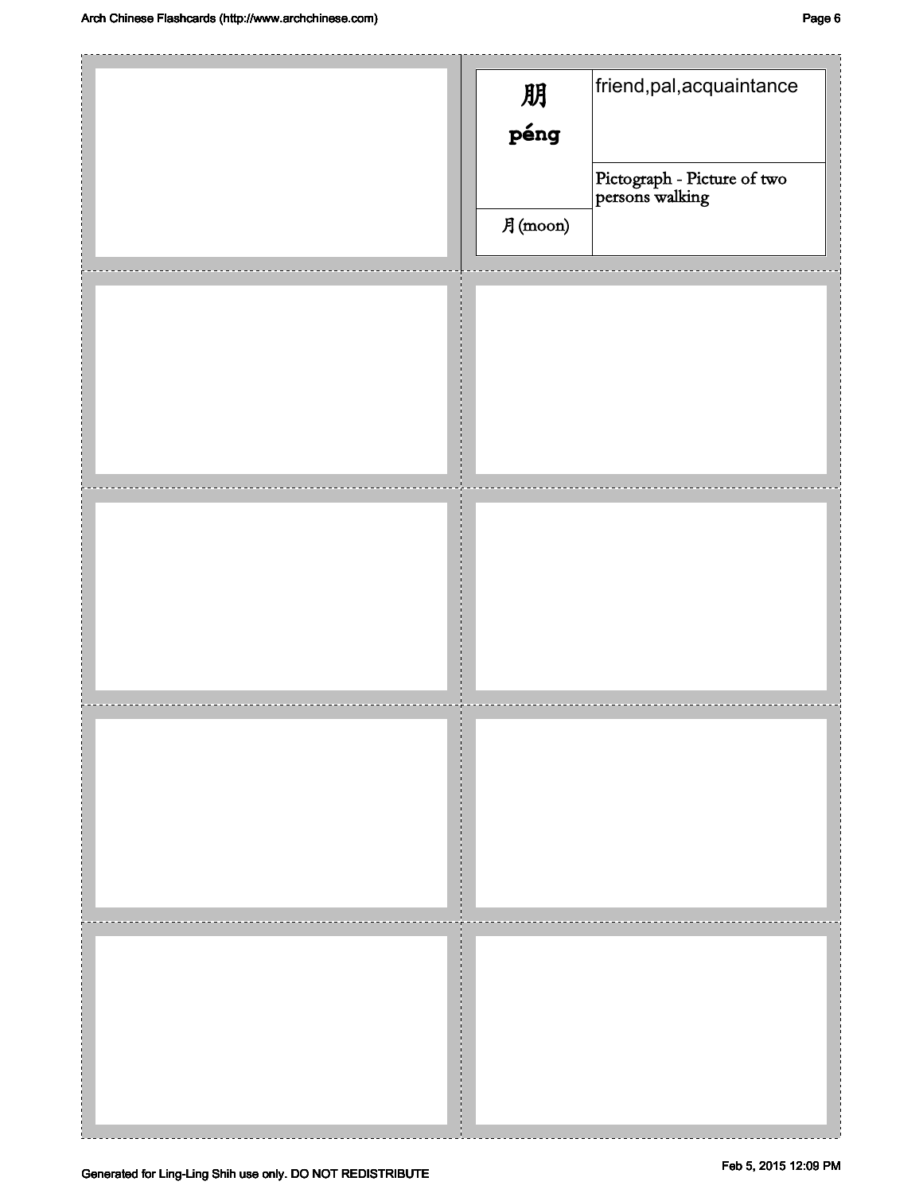| | |
|---|---|
| **朋**<br>**péng** | friend,pal,acquaintance |
| 月(moon) | Pictograph - Picture of two persons walking |

Generated for Ling-Ling Shih use only. DO NOT REDISTRIBUTE

Feb 5, 2015 12:09 PM